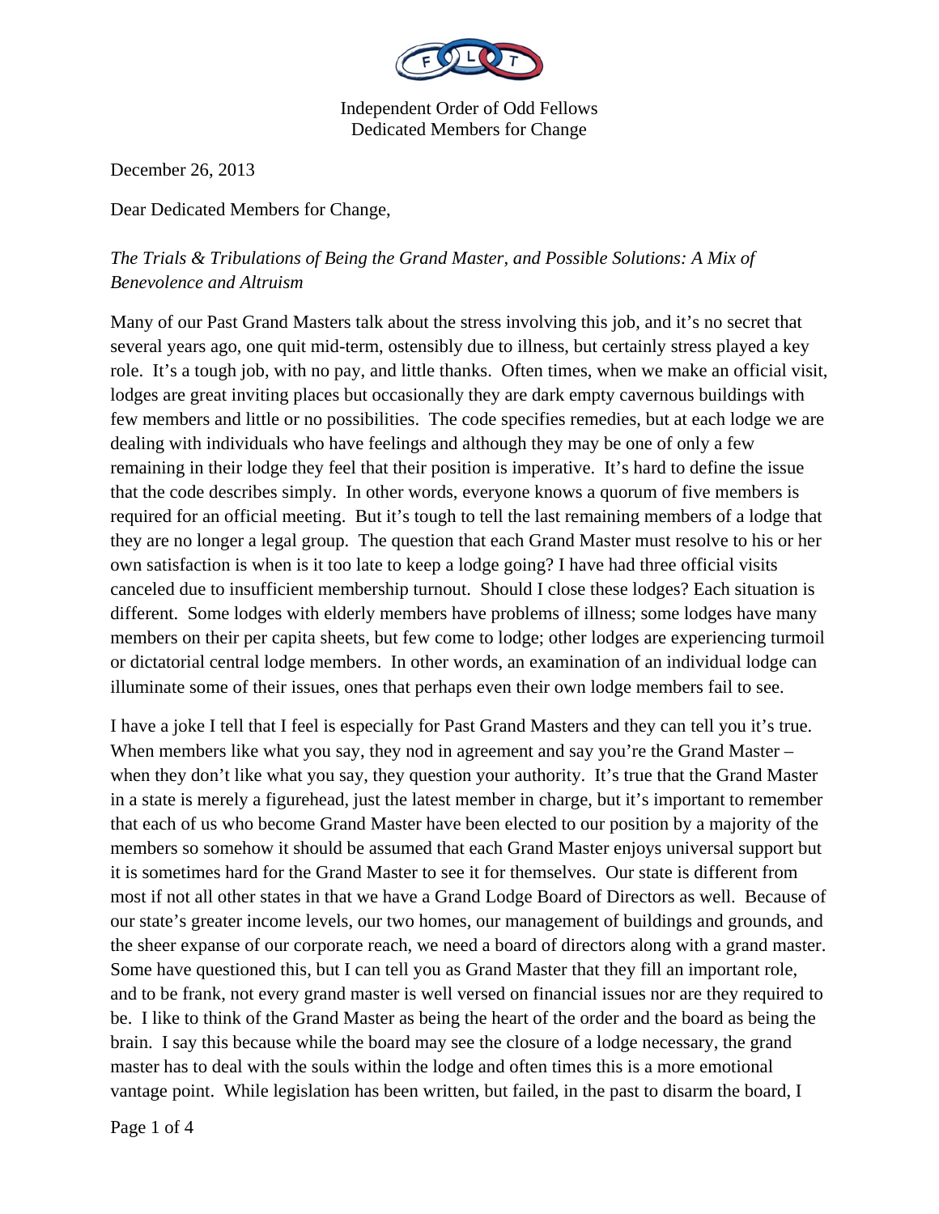Independent Order of Odd Fellows
Dedicated Members for Change

December 26, 2013

Dear Dedicated Members for Change,

*The Trials & Tribulations of Being the Grand Master, and Possible Solutions: A Mix of Benevolence and Altruism*

Many of our Past Grand Masters talk about the stress involving this job, and it's no secret that several years ago, one quit mid-term, ostensibly due to illness, but certainly stress played a key role. It's a tough job, with no pay, and little thanks. Often times, when we make an official visit, lodges are great inviting places but occasionally they are dark empty cavernous buildings with few members and little or no possibilities. The code specifies remedies, but at each lodge we are dealing with individuals who have feelings and although they may be one of only a few remaining in their lodge they feel that their position is imperative. It's hard to define the issue that the code describes simply. In other words, everyone knows a quorum of five members is required for an official meeting. But it's tough to tell the last remaining members of a lodge that they are no longer a legal group. The question that each Grand Master must resolve to his or her own satisfaction is when is it too late to keep a lodge going? I have had three official visits canceled due to insufficient membership turnout. Should I close these lodges? Each situation is different. Some lodges with elderly members have problems of illness; some lodges have many members on their per capita sheets, but few come to lodge; other lodges are experiencing turmoil or dictatorial central lodge members. In other words, an examination of an individual lodge can illuminate some of their issues, ones that perhaps even their own lodge members fail to see.

I have a joke I tell that I feel is especially for Past Grand Masters and they can tell you it's true. When members like what you say, they nod in agreement and say you're the Grand Master – when they don't like what you say, they question your authority. It's true that the Grand Master in a state is merely a figurehead, just the latest member in charge, but it's important to remember that each of us who become Grand Master have been elected to our position by a majority of the members so somehow it should be assumed that each Grand Master enjoys universal support but it is sometimes hard for the Grand Master to see it for themselves. Our state is different from most if not all other states in that we have a Grand Lodge Board of Directors as well. Because of our state's greater income levels, our two homes, our management of buildings and grounds, and the sheer expanse of our corporate reach, we need a board of directors along with a grand master. Some have questioned this, but I can tell you as Grand Master that they fill an important role, and to be frank, not every grand master is well versed on financial issues nor are they required to be. I like to think of the Grand Master as being the heart of the order and the board as being the brain. I say this because while the board may see the closure of a lodge necessary, the grand master has to deal with the souls within the lodge and often times this is a more emotional vantage point. While legislation has been written, but failed, in the past to disarm the board, I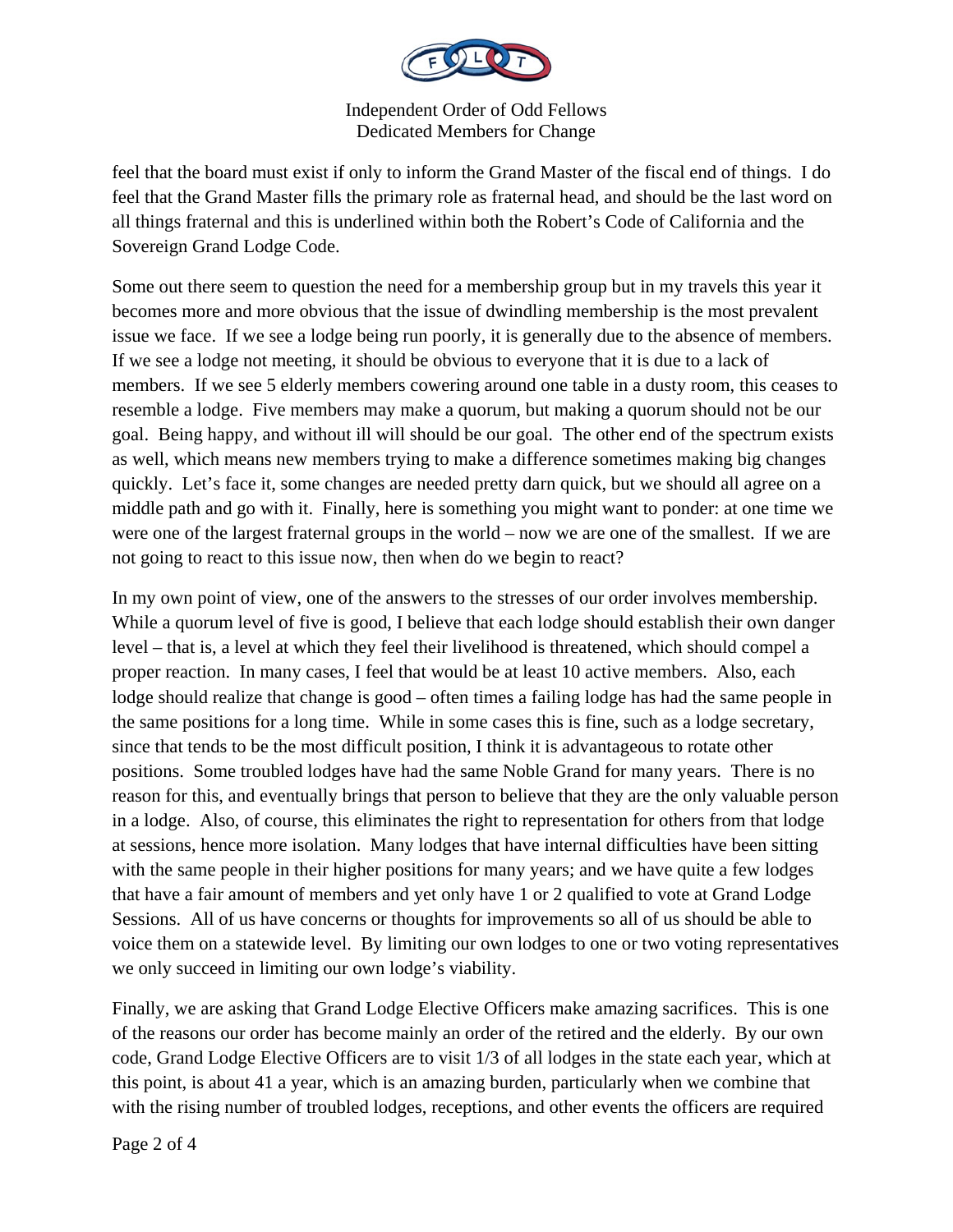feel that the board must exist if only to inform the Grand Master of the fiscal end of things. I do feel that the Grand Master fills the primary role as fraternal head, and should be the last word on all things fraternal and this is underlined within both the Robert's Code of California and the Sovereign Grand Lodge Code.

Some out there seem to question the need for a membership group but in my travels this year it becomes more and more obvious that the issue of dwindling membership is the most prevalent issue we face. If we see a lodge being run poorly, it is generally due to the absence of members. If we see a lodge not meeting, it should be obvious to everyone that it is due to a lack of members. If we see 5 elderly members cowering around one table in a dusty room, this ceases to resemble a lodge. Five members may make a quorum, but making a quorum should not be our goal. Being happy, and without ill will should be our goal. The other end of the spectrum exists as well, which means new members trying to make a difference sometimes making big changes quickly. Let's face it, some changes are needed pretty darn quick, but we should all agree on a middle path and go with it. Finally, here is something you might want to ponder: at one time we were one of the largest fraternal groups in the world – now we are one of the smallest. If we are not going to react to this issue now, then when do we begin to react?

In my own point of view, one of the answers to the stresses of our order involves membership. While a quorum level of five is good, I believe that each lodge should establish their own danger level – that is, a level at which they feel their livelihood is threatened, which should compel a proper reaction. In many cases, I feel that would be at least 10 active members. Also, each lodge should realize that change is good – often times a failing lodge has had the same people in the same positions for a long time. While in some cases this is fine, such as a lodge secretary, since that tends to be the most difficult position, I think it is advantageous to rotate other positions. Some troubled lodges have had the same Noble Grand for many years. There is no reason for this, and eventually brings that person to believe that they are the only valuable person in a lodge. Also, of course, this eliminates the right to representation for others from that lodge at sessions, hence more isolation. Many lodges that have internal difficulties have been sitting with the same people in their higher positions for many years; and we have quite a few lodges that have a fair amount of members and yet only have 1 or 2 qualified to vote at Grand Lodge Sessions. All of us have concerns or thoughts for improvements so all of us should be able to voice them on a statewide level. By limiting our own lodges to one or two voting representatives we only succeed in limiting our own lodge's viability.

Finally, we are asking that Grand Lodge Elective Officers make amazing sacrifices. This is one of the reasons our order has become mainly an order of the retired and the elderly. By our own code, Grand Lodge Elective Officers are to visit 1/3 of all lodges in the state each year, which at this point, is about 41 a year, which is an amazing burden, particularly when we combine that with the rising number of troubled lodges, receptions, and other events the officers are required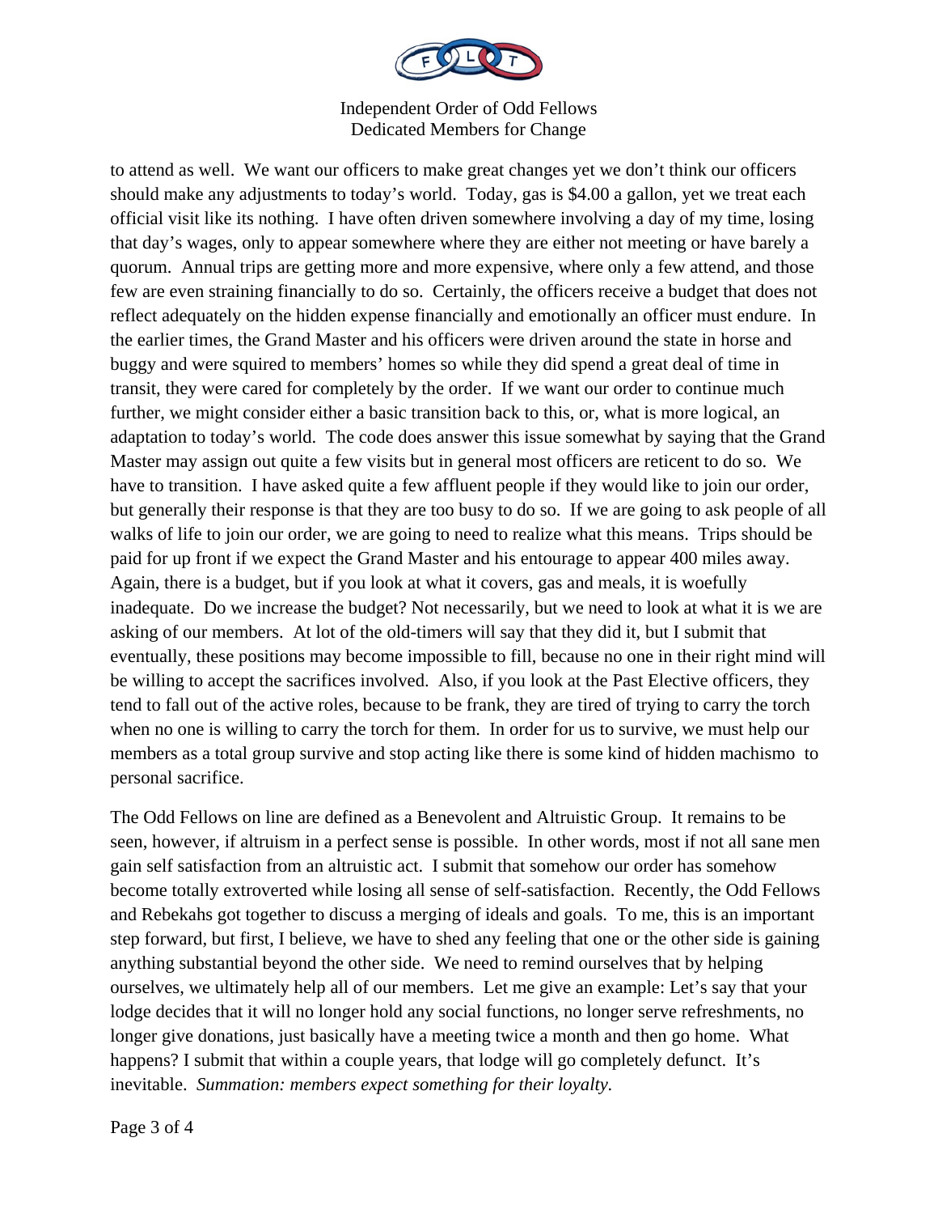to attend as well. We want our officers to make great changes yet we don't think our officers should make any adjustments to today's world. Today, gas is $4.00 a gallon, yet we treat each official visit like its nothing. I have often driven somewhere involving a day of my time, losing that day's wages, only to appear somewhere where they are either not meeting or have barely a quorum. Annual trips are getting more and more expensive, where only a few attend, and those few are even straining financially to do so. Certainly, the officers receive a budget that does not reflect adequately on the hidden expense financially and emotionally an officer must endure. In the earlier times, the Grand Master and his officers were driven around the state in horse and buggy and were squired to members' homes so while they did spend a great deal of time in transit, they were cared for completely by the order. If we want our order to continue much further, we might consider either a basic transition back to this, or, what is more logical, an adaptation to today's world. The code does answer this issue somewhat by saying that the Grand Master may assign out quite a few visits but in general most officers are reticent to do so. We have to transition. I have asked quite a few affluent people if they would like to join our order, but generally their response is that they are too busy to do so. If we are going to ask people of all walks of life to join our order, we are going to need to realize what this means. Trips should be paid for up front if we expect the Grand Master and his entourage to appear 400 miles away. Again, there is a budget, but if you look at what it covers, gas and meals, it is woefully inadequate. Do we increase the budget? Not necessarily, but we need to look at what it is we are asking of our members. At lot of the old-timers will say that they did it, but I submit that eventually, these positions may become impossible to fill, because no one in their right mind will be willing to accept the sacrifices involved. Also, if you look at the Past Elective officers, they tend to fall out of the active roles, because to be frank, they are tired of trying to carry the torch when no one is willing to carry the torch for them. In order for us to survive, we must help our members as a total group survive and stop acting like there is some kind of hidden machismo to personal sacrifice.

The Odd Fellows on line are defined as a Benevolent and Altruistic Group. It remains to be seen, however, if altruism in a perfect sense is possible. In other words, most if not all sane men gain self satisfaction from an altruistic act. I submit that somehow our order has somehow become totally extroverted while losing all sense of self-satisfaction. Recently, the Odd Fellows and Rebekahs got together to discuss a merging of ideals and goals. To me, this is an important step forward, but first, I believe, we have to shed any feeling that one or the other side is gaining anything substantial beyond the other side. We need to remind ourselves that by helping ourselves, we ultimately help all of our members. Let me give an example: Let's say that your lodge decides that it will no longer hold any social functions, no longer serve refreshments, no longer give donations, just basically have a meeting twice a month and then go home. What happens? I submit that within a couple years, that lodge will go completely defunct. It's inevitable. *Summation: members expect something for their loyalty.*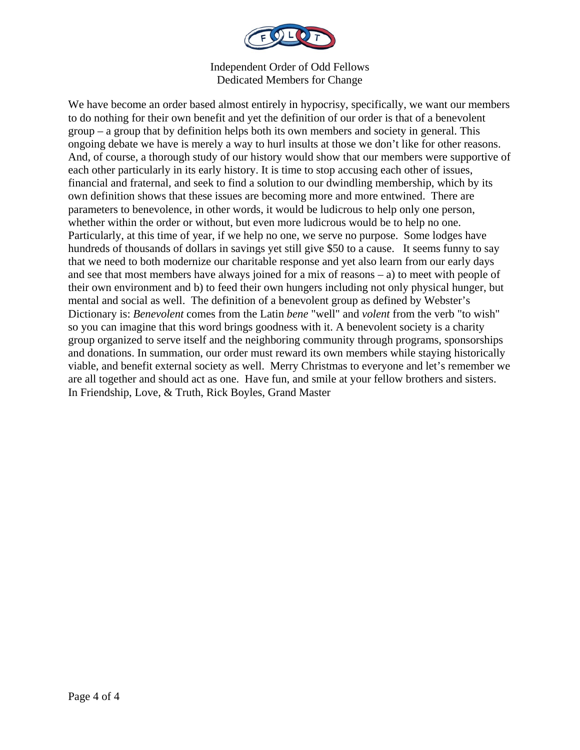Independent Order of Odd Fellows
Dedicated Members for Change

We have become an order based almost entirely in hypocrisy, specifically, we want our members to do nothing for their own benefit and yet the definition of our order is that of a benevolent group – a group that by definition helps both its own members and society in general. This ongoing debate we have is merely a way to hurl insults at those we don't like for other reasons. And, of course, a thorough study of our history would show that our members were supportive of each other particularly in its early history. It is time to stop accusing each other of issues, financial and fraternal, and seek to find a solution to our dwindling membership, which by its own definition shows that these issues are becoming more and more entwined. There are parameters to benevolence, in other words, it would be ludicrous to help only one person, whether within the order or without, but even more ludicrous would be to help no one. Particularly, at this time of year, if we help no one, we serve no purpose. Some lodges have hundreds of thousands of dollars in savings yet still give $50 to a cause. It seems funny to say that we need to both modernize our charitable response and yet also learn from our early days and see that most members have always joined for a mix of reasons – a) to meet with people of their own environment and b) to feed their own hungers including not only physical hunger, but mental and social as well. The definition of a benevolent group as defined by Webster's Dictionary is: *Benevolent* comes from the Latin *bene* "well" and *volent* from the verb "to wish" so you can imagine that this word brings goodness with it. A benevolent society is a charity group organized to serve itself and the neighboring community through programs, sponsorships and donations. In summation, our order must reward its own members while staying historically viable, and benefit external society as well. Merry Christmas to everyone and let's remember we are all together and should act as one. Have fun, and smile at your fellow brothers and sisters.
In Friendship, Love, & Truth, Rick Boyles, Grand Master